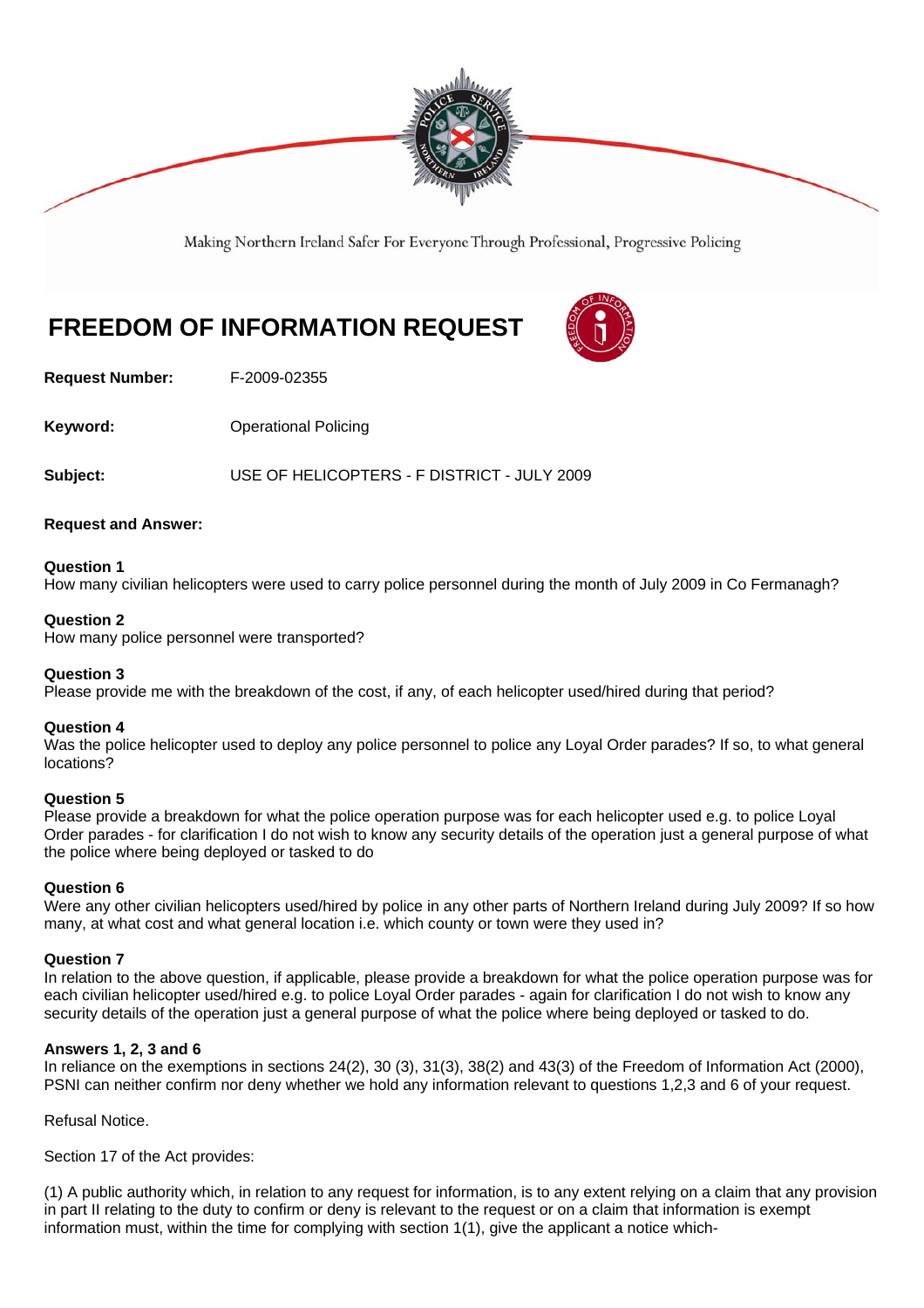Making Northern Ireland Safer For Everyone Through Professional, Progressive Policing

# FREEDOM OF INFORMATION REQUEST

**Request Number:** F-2009-02355

**Keyword:** Operational Policing

**Subject:** USE OF HELICOPTERS - F DISTRICT - JULY 2009

**Request and Answer:**

**Question 1**
How many civilian helicopters were used to carry police personnel during the month of July 2009 in Co Fermanagh?

**Question 2**
How many police personnel were transported?

**Question 3**
Please provide me with the breakdown of the cost, if any, of each helicopter used/hired during that period?

**Question 4**
Was the police helicopter used to deploy any police personnel to police any Loyal Order parades? If so, to what general locations?

**Question 5**
Please provide a breakdown for what the police operation purpose was for each helicopter used e.g. to police Loyal Order parades - for clarification I do not wish to know any security details of the operation just a general purpose of what the police where being deployed or tasked to do

**Question 6**
Were any other civilian helicopters used/hired by police in any other parts of Northern Ireland during July 2009? If so how many, at what cost and what general location i.e. which county or town were they used in?

**Question 7**
In relation to the above question, if applicable, please provide a breakdown for what the police operation purpose was for each civilian helicopter used/hired e.g. to police Loyal Order parades - again for clarification I do not wish to know any security details of the operation just a general purpose of what the police where being deployed or tasked to do.

**Answers 1, 2, 3 and 6**
In reliance on the exemptions in sections 24(2), 30 (3), 31(3), 38(2) and 43(3) of the Freedom of Information Act (2000), PSNI can neither confirm nor deny whether we hold any information relevant to questions 1,2,3 and 6 of your request.

Refusal Notice.

Section 17 of the Act provides:

(1) A public authority which, in relation to any request for information, is to any extent relying on a claim that any provision in part II relating to the duty to confirm or deny is relevant to the request or on a claim that information is exempt information must, within the time for complying with section 1(1), give the applicant a notice which-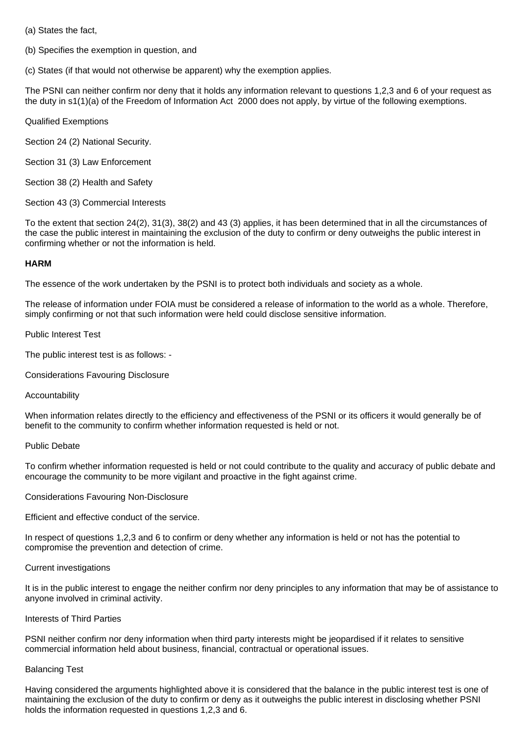(a) States the fact,

(b) Specifies the exemption in question, and

(c) States (if that would not otherwise be apparent) why the exemption applies.

The PSNI can neither confirm nor deny that it holds any information relevant to questions 1,2,3 and 6 of your request as the duty in s1(1)(a) of the Freedom of Information Act 2000 does not apply, by virtue of the following exemptions.

Qualified Exemptions

Section 24 (2) National Security.

Section 31 (3) Law Enforcement

Section 38 (2) Health and Safety

Section 43 (3) Commercial Interests

To the extent that section 24(2), 31(3), 38(2) and 43 (3) applies, it has been determined that in all the circumstances of the case the public interest in maintaining the exclusion of the duty to confirm or deny outweighs the public interest in confirming whether or not the information is held.

**HARM**

The essence of the work undertaken by the PSNI is to protect both individuals and society as a whole.

The release of information under FOIA must be considered a release of information to the world as a whole. Therefore, simply confirming or not that such information were held could disclose sensitive information.

Public Interest Test

The public interest test is as follows: -

Considerations Favouring Disclosure

Accountability

When information relates directly to the efficiency and effectiveness of the PSNI or its officers it would generally be of benefit to the community to confirm whether information requested is held or not.

Public Debate

To confirm whether information requested is held or not could contribute to the quality and accuracy of public debate and encourage the community to be more vigilant and proactive in the fight against crime.

Considerations Favouring Non-Disclosure

Efficient and effective conduct of the service.

In respect of questions 1,2,3 and 6 to confirm or deny whether any information is held or not has the potential to compromise the prevention and detection of crime.

Current investigations

It is in the public interest to engage the neither confirm nor deny principles to any information that may be of assistance to anyone involved in criminal activity.

Interests of Third Parties

PSNI neither confirm nor deny information when third party interests might be jeopardised if it relates to sensitive commercial information held about business, financial, contractual or operational issues.

Balancing Test

Having considered the arguments highlighted above it is considered that the balance in the public interest test is one of maintaining the exclusion of the duty to confirm or deny as it outweighs the public interest in disclosing whether PSNI holds the information requested in questions 1,2,3 and 6.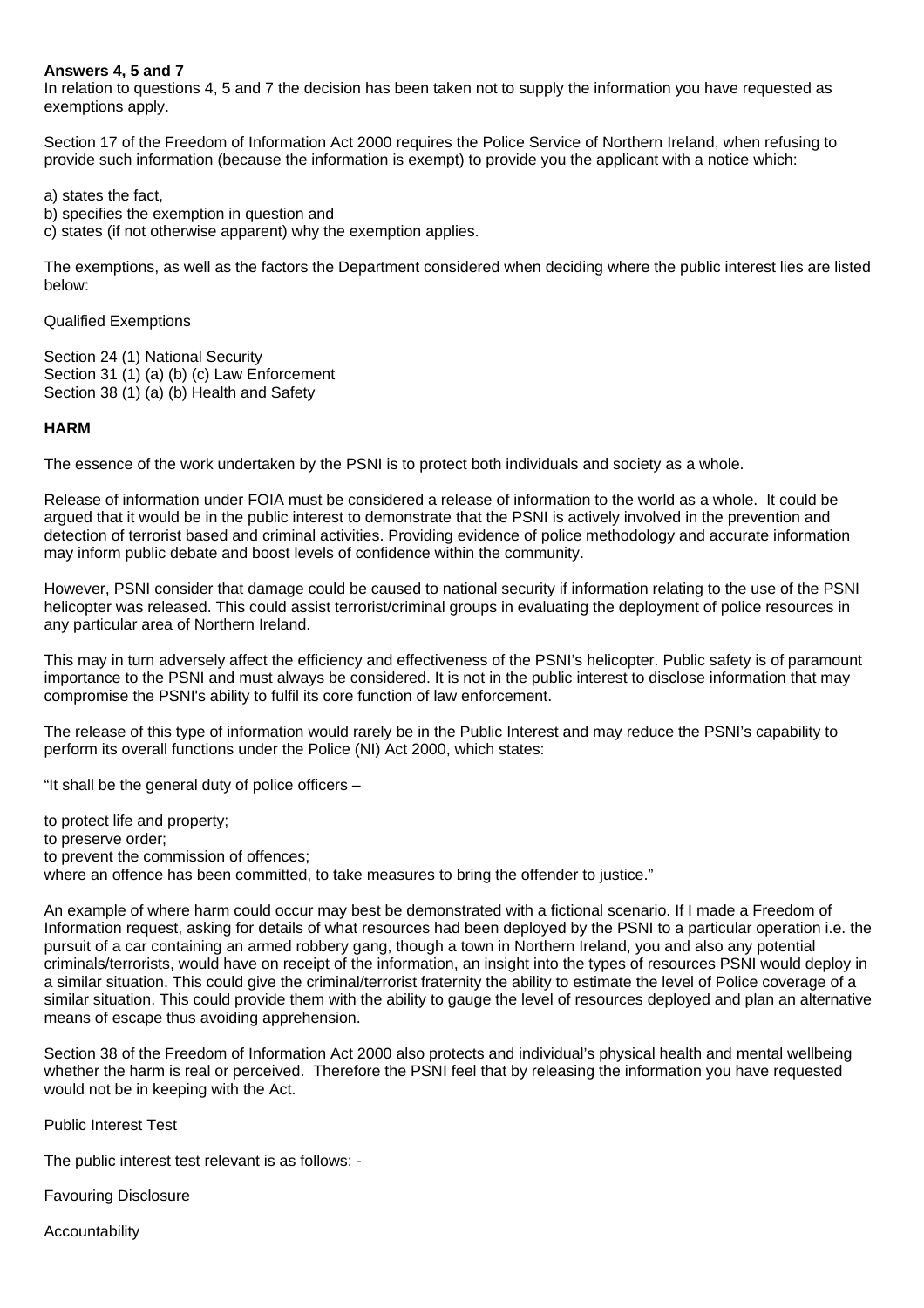**Answers 4, 5 and 7**
In relation to questions 4, 5 and 7 the decision has been taken not to supply the information you have requested as exemptions apply.

Section 17 of the Freedom of Information Act 2000 requires the Police Service of Northern Ireland, when refusing to provide such information (because the information is exempt) to provide you the applicant with a notice which:

a) states the fact,
b) specifies the exemption in question and
c) states (if not otherwise apparent) why the exemption applies.

The exemptions, as well as the factors the Department considered when deciding where the public interest lies are listed below:

Qualified Exemptions

Section 24 (1) National Security
Section 31 (1) (a) (b) (c) Law Enforcement
Section 38 (1) (a) (b) Health and Safety

**HARM**

The essence of the work undertaken by the PSNI is to protect both individuals and society as a whole.

Release of information under FOIA must be considered a release of information to the world as a whole. It could be argued that it would be in the public interest to demonstrate that the PSNI is actively involved in the prevention and detection of terrorist based and criminal activities. Providing evidence of police methodology and accurate information may inform public debate and boost levels of confidence within the community.

However, PSNI consider that damage could be caused to national security if information relating to the use of the PSNI helicopter was released. This could assist terrorist/criminal groups in evaluating the deployment of police resources in any particular area of Northern Ireland.

This may in turn adversely affect the efficiency and effectiveness of the PSNI's helicopter. Public safety is of paramount importance to the PSNI and must always be considered. It is not in the public interest to disclose information that may compromise the PSNI's ability to fulfil its core function of law enforcement.

The release of this type of information would rarely be in the Public Interest and may reduce the PSNI's capability to perform its overall functions under the Police (NI) Act 2000, which states:

"It shall be the general duty of police officers –

to protect life and property;
to preserve order;
to prevent the commission of offences;
where an offence has been committed, to take measures to bring the offender to justice."

An example of where harm could occur may best be demonstrated with a fictional scenario. If I made a Freedom of Information request, asking for details of what resources had been deployed by the PSNI to a particular operation i.e. the pursuit of a car containing an armed robbery gang, though a town in Northern Ireland, you and also any potential criminals/terrorists, would have on receipt of the information, an insight into the types of resources PSNI would deploy in a similar situation. This could give the criminal/terrorist fraternity the ability to estimate the level of Police coverage of a similar situation. This could provide them with the ability to gauge the level of resources deployed and plan an alternative means of escape thus avoiding apprehension.

Section 38 of the Freedom of Information Act 2000 also protects and individual's physical health and mental wellbeing whether the harm is real or perceived. Therefore the PSNI feel that by releasing the information you have requested would not be in keeping with the Act.

Public Interest Test

The public interest test relevant is as follows: -

Favouring Disclosure

Accountability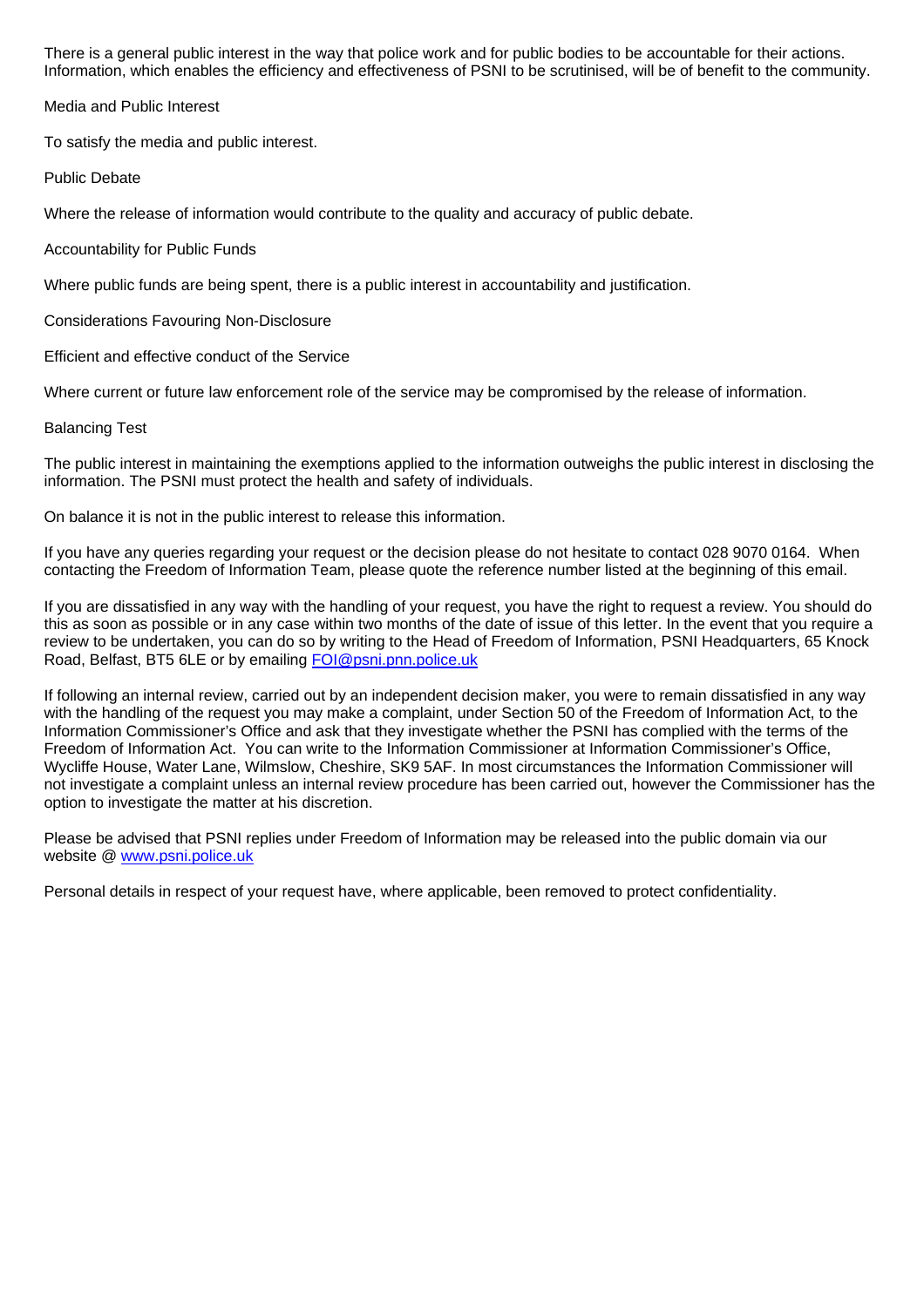There is a general public interest in the way that police work and for public bodies to be accountable for their actions. Information, which enables the efficiency and effectiveness of PSNI to be scrutinised, will be of benefit to the community.

Media and Public Interest

To satisfy the media and public interest.

Public Debate

Where the release of information would contribute to the quality and accuracy of public debate.

Accountability for Public Funds

Where public funds are being spent, there is a public interest in accountability and justification.

Considerations Favouring Non-Disclosure

Efficient and effective conduct of the Service

Where current or future law enforcement role of the service may be compromised by the release of information.

Balancing Test

The public interest in maintaining the exemptions applied to the information outweighs the public interest in disclosing the information. The PSNI must protect the health and safety of individuals.

On balance it is not in the public interest to release this information.

If you have any queries regarding your request or the decision please do not hesitate to contact 028 9070 0164. When contacting the Freedom of Information Team, please quote the reference number listed at the beginning of this email.

If you are dissatisfied in any way with the handling of your request, you have the right to request a review. You should do this as soon as possible or in any case within two months of the date of issue of this letter. In the event that you require a review to be undertaken, you can do so by writing to the Head of Freedom of Information, PSNI Headquarters, 65 Knock Road, Belfast, BT5 6LE or by emailing FOI@psni.pnn.police.uk

If following an internal review, carried out by an independent decision maker, you were to remain dissatisfied in any way with the handling of the request you may make a complaint, under Section 50 of the Freedom of Information Act, to the Information Commissioner's Office and ask that they investigate whether the PSNI has complied with the terms of the Freedom of Information Act. You can write to the Information Commissioner at Information Commissioner's Office, Wycliffe House, Water Lane, Wilmslow, Cheshire, SK9 5AF. In most circumstances the Information Commissioner will not investigate a complaint unless an internal review procedure has been carried out, however the Commissioner has the option to investigate the matter at his discretion.

Please be advised that PSNI replies under Freedom of Information may be released into the public domain via our website @ www.psni.police.uk

Personal details in respect of your request have, where applicable, been removed to protect confidentiality.